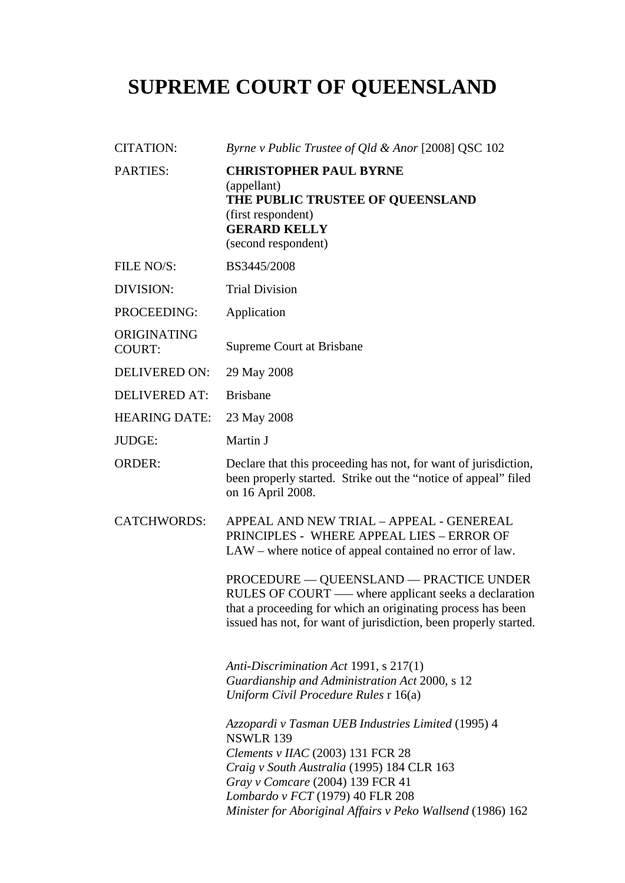# SUPREME COURT OF QUEENSLAND

| | |
|---|---|
| CITATION: | *Byrne v Public Trustee of Qld & Anor* [2008] QSC 102 |
| PARTIES: | **CHRISTOPHER PAUL BYRNE**<br>(appellant)<br>**THE PUBLIC TRUSTEE OF QUEENSLAND**<br>(first respondent)<br>**GERARD KELLY**<br>(second respondent) |
| FILE NO/S: | BS3445/2008 |
| DIVISION: | Trial Division |
| PROCEEDING: | Application |
| ORIGINATING COURT: | Supreme Court at Brisbane |
| DELIVERED ON: | 29 May 2008 |
| DELIVERED AT: | Brisbane |
| HEARING DATE: | 23 May 2008 |
| JUDGE: | Martin J |
| ORDER: | Declare that this proceeding has not, for want of jurisdiction, been properly started. Strike out the "notice of appeal" filed on 16 April 2008. |
| CATCHWORDS: | APPEAL AND NEW TRIAL – APPEAL - GENEREAL PRINCIPLES - WHERE APPEAL LIES – ERROR OF LAW – where notice of appeal contained no error of law.<br><br>PROCEDURE — QUEENSLAND — PRACTICE UNDER RULES OF COURT —– where applicant seeks a declaration that a proceeding for which an originating process has been issued has not, for want of jurisdiction, been properly started.<br><br>*Anti-Discrimination Act* 1991, s 217(1)<br>*Guardianship and Administration Act* 2000, s 12<br>*Uniform Civil Procedure Rules* r 16(a)<br><br>*Azzopardi v Tasman UEB Industries Limited* (1995) 4 NSWLR 139<br>*Clements v IIAC* (2003) 131 FCR 28<br>*Craig v South Australia* (1995) 184 CLR 163<br>*Gray v Comcare* (2004) 139 FCR 41<br>*Lombardo v FCT* (1979) 40 FLR 208<br>*Minister for Aboriginal Affairs v Peko Wallsend* (1986) 162 |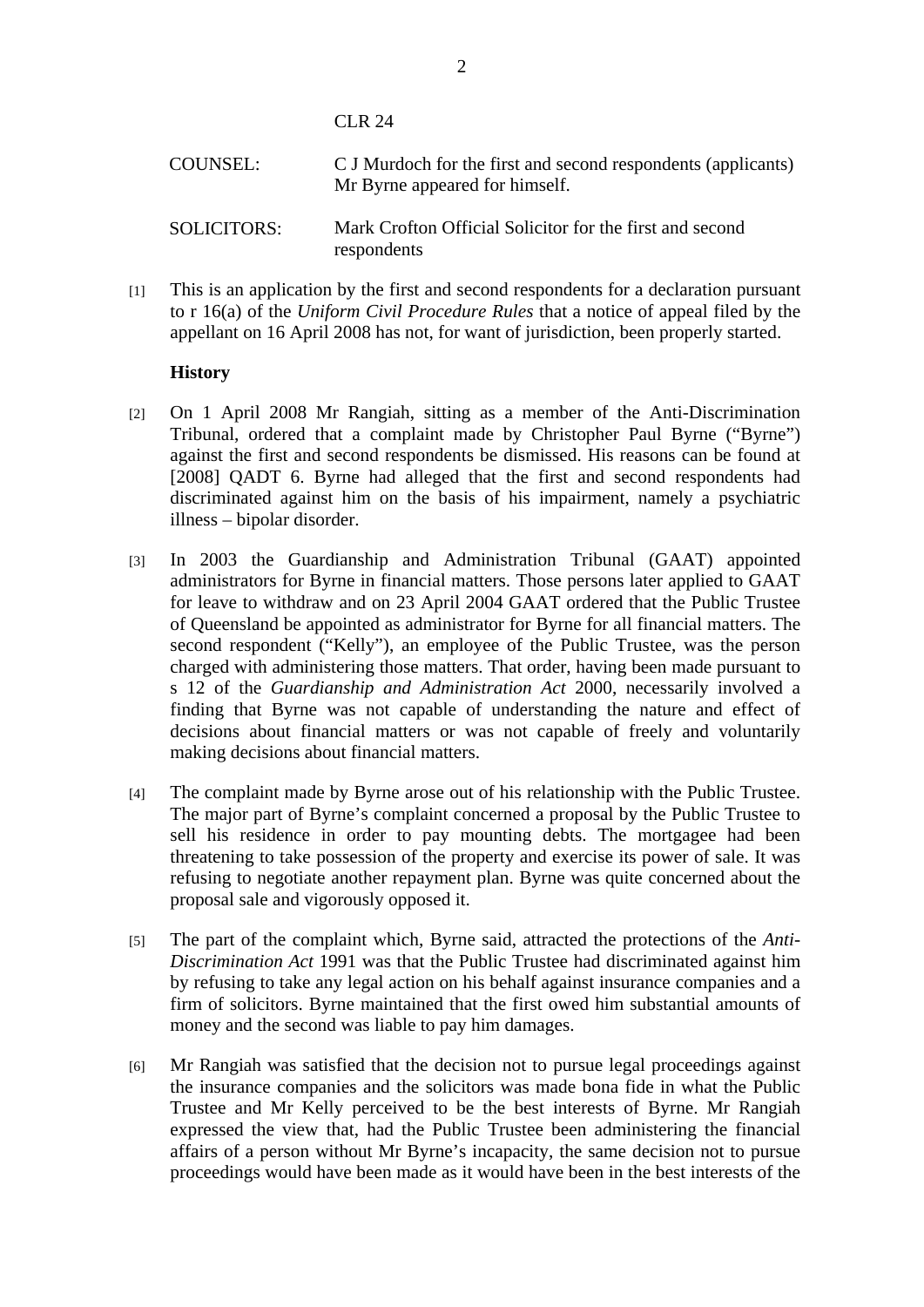CLR 24

| | |
|---|---|
| COUNSEL: | C J Murdoch for the first and second respondents (applicants) Mr Byrne appeared for himself. |
| SOLICITORS: | Mark Crofton Official Solicitor for the first and second respondents |

[1] This is an application by the first and second respondents for a declaration pursuant to r 16(a) of the *Uniform Civil Procedure Rules* that a notice of appeal filed by the appellant on 16 April 2008 has not, for want of jurisdiction, been properly started.

**History**

[2] On 1 April 2008 Mr Rangiah, sitting as a member of the Anti-Discrimination Tribunal, ordered that a complaint made by Christopher Paul Byrne ("Byrne") against the first and second respondents be dismissed. His reasons can be found at [2008] QADT 6. Byrne had alleged that the first and second respondents had discriminated against him on the basis of his impairment, namely a psychiatric illness – bipolar disorder.

[3] In 2003 the Guardianship and Administration Tribunal (GAAT) appointed administrators for Byrne in financial matters. Those persons later applied to GAAT for leave to withdraw and on 23 April 2004 GAAT ordered that the Public Trustee of Queensland be appointed as administrator for Byrne for all financial matters. The second respondent ("Kelly"), an employee of the Public Trustee, was the person charged with administering those matters. That order, having been made pursuant to s 12 of the *Guardianship and Administration Act* 2000, necessarily involved a finding that Byrne was not capable of understanding the nature and effect of decisions about financial matters or was not capable of freely and voluntarily making decisions about financial matters.

[4] The complaint made by Byrne arose out of his relationship with the Public Trustee. The major part of Byrne's complaint concerned a proposal by the Public Trustee to sell his residence in order to pay mounting debts. The mortgagee had been threatening to take possession of the property and exercise its power of sale. It was refusing to negotiate another repayment plan. Byrne was quite concerned about the proposal sale and vigorously opposed it.

[5] The part of the complaint which, Byrne said, attracted the protections of the *Anti-Discrimination Act* 1991 was that the Public Trustee had discriminated against him by refusing to take any legal action on his behalf against insurance companies and a firm of solicitors. Byrne maintained that the first owed him substantial amounts of money and the second was liable to pay him damages.

[6] Mr Rangiah was satisfied that the decision not to pursue legal proceedings against the insurance companies and the solicitors was made bona fide in what the Public Trustee and Mr Kelly perceived to be the best interests of Byrne. Mr Rangiah expressed the view that, had the Public Trustee been administering the financial affairs of a person without Mr Byrne's incapacity, the same decision not to pursue proceedings would have been made as it would have been in the best interests of the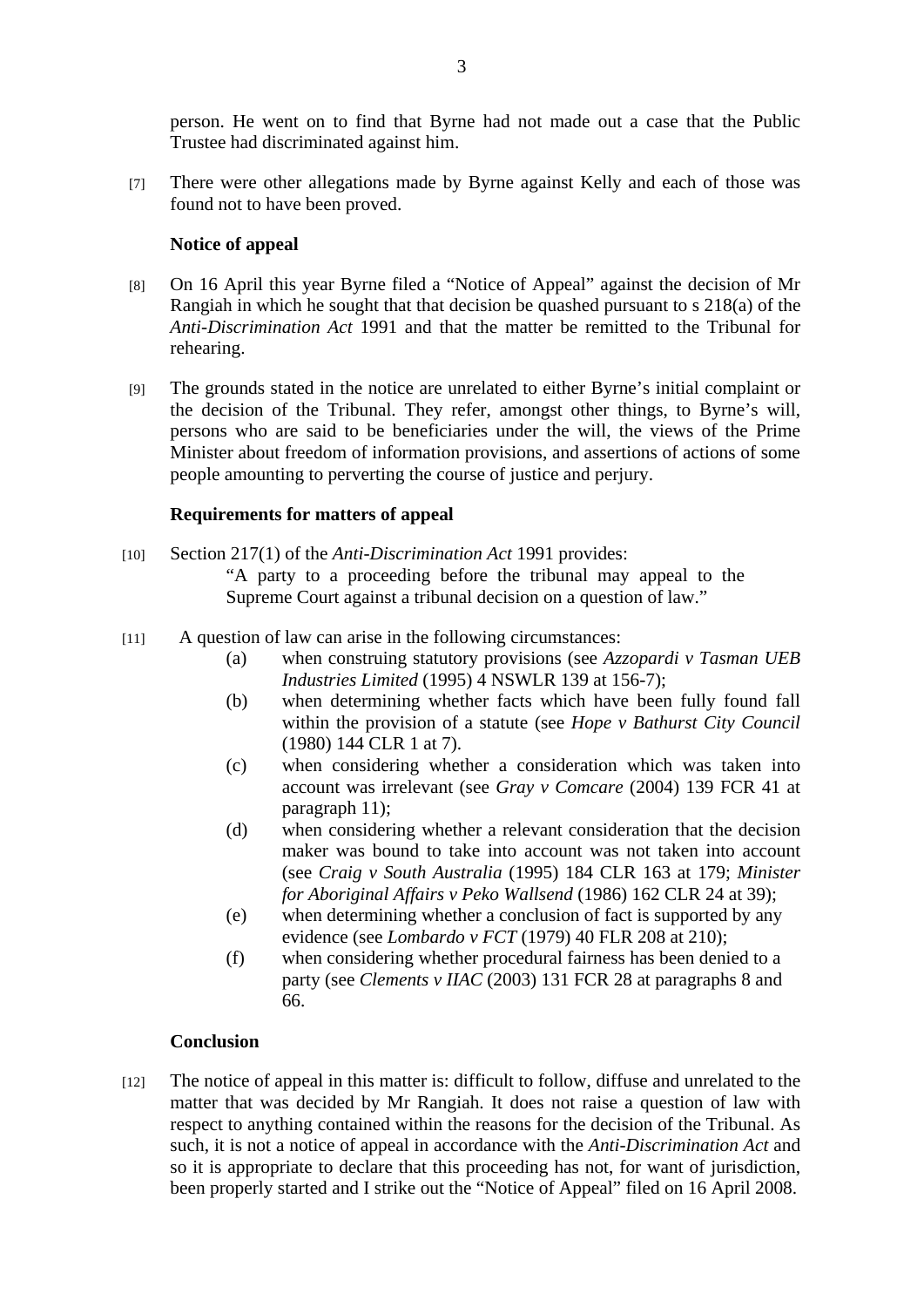person. He went on to find that Byrne had not made out a case that the Public Trustee had discriminated against him.

[7] There were other allegations made by Byrne against Kelly and each of those was found not to have been proved.

### Notice of appeal

[8] On 16 April this year Byrne filed a "Notice of Appeal" against the decision of Mr Rangiah in which he sought that that decision be quashed pursuant to s 218(a) of the *Anti-Discrimination Act* 1991 and that the matter be remitted to the Tribunal for rehearing.

[9] The grounds stated in the notice are unrelated to either Byrne's initial complaint or the decision of the Tribunal. They refer, amongst other things, to Byrne's will, persons who are said to be beneficiaries under the will, the views of the Prime Minister about freedom of information provisions, and assertions of actions of some people amounting to perverting the course of justice and perjury.

### Requirements for matters of appeal

[10] Section 217(1) of the *Anti-Discrimination Act* 1991 provides:

> "A party to a proceeding before the tribunal may appeal to the Supreme Court against a tribunal decision on a question of law."

[11] A question of law can arise in the following circumstances:

(a) when construing statutory provisions (see *Azzopardi v Tasman UEB Industries Limited* (1995) 4 NSWLR 139 at 156-7);

(b) when determining whether facts which have been fully found fall within the provision of a statute (see *Hope v Bathurst City Council* (1980) 144 CLR 1 at 7).

(c) when considering whether a consideration which was taken into account was irrelevant (see *Gray v Comcare* (2004) 139 FCR 41 at paragraph 11);

(d) when considering whether a relevant consideration that the decision maker was bound to take into account was not taken into account (see *Craig v South Australia* (1995) 184 CLR 163 at 179; *Minister for Aboriginal Affairs v Peko Wallsend* (1986) 162 CLR 24 at 39);

(e) when determining whether a conclusion of fact is supported by any evidence (see *Lombardo v FCT* (1979) 40 FLR 208 at 210);

(f) when considering whether procedural fairness has been denied to a party (see *Clements v IIAC* (2003) 131 FCR 28 at paragraphs 8 and 66.

### Conclusion

[12] The notice of appeal in this matter is: difficult to follow, diffuse and unrelated to the matter that was decided by Mr Rangiah. It does not raise a question of law with respect to anything contained within the reasons for the decision of the Tribunal. As such, it is not a notice of appeal in accordance with the *Anti-Discrimination Act* and so it is appropriate to declare that this proceeding has not, for want of jurisdiction, been properly started and I strike out the "Notice of Appeal" filed on 16 April 2008.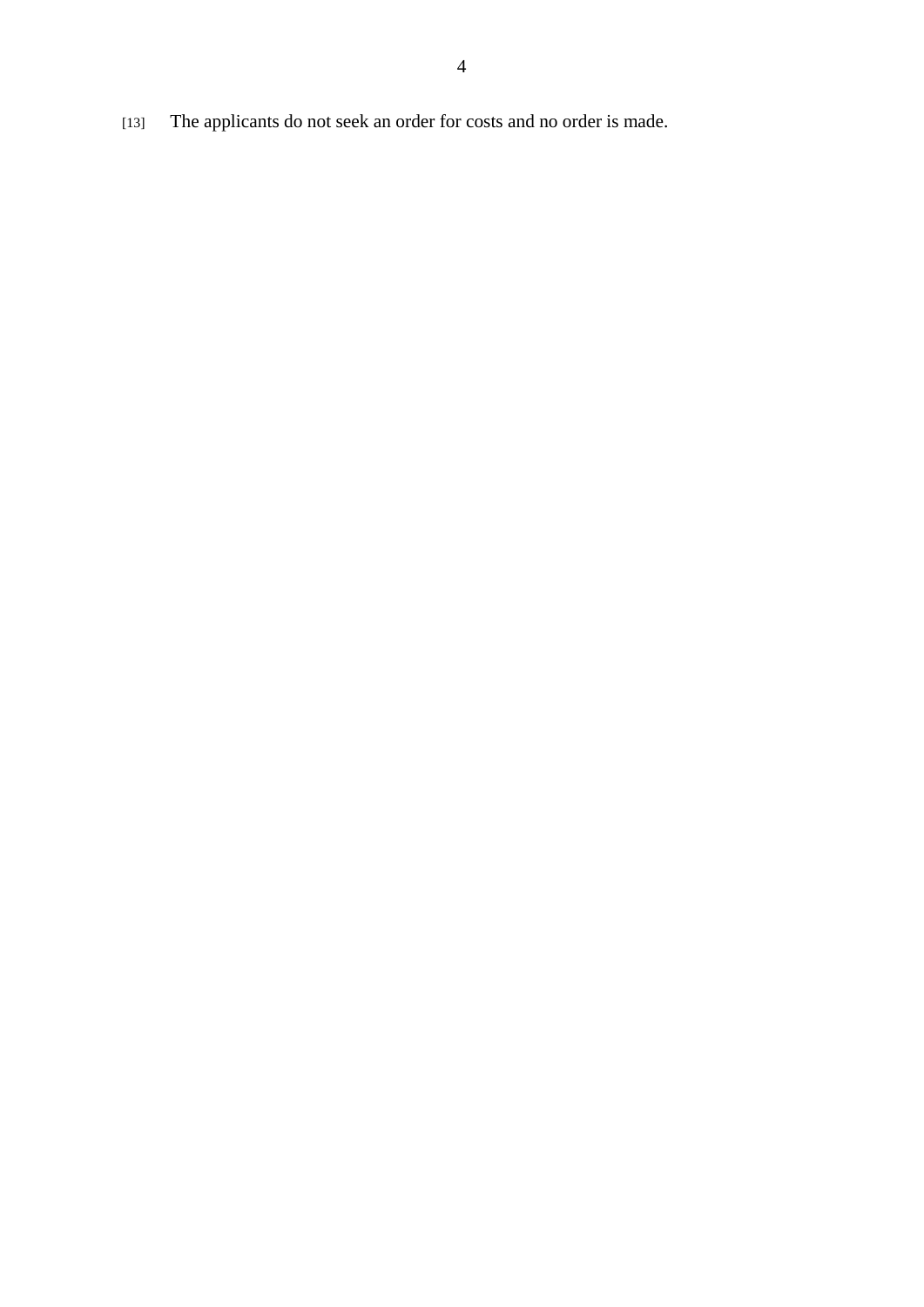[13] The applicants do not seek an order for costs and no order is made.